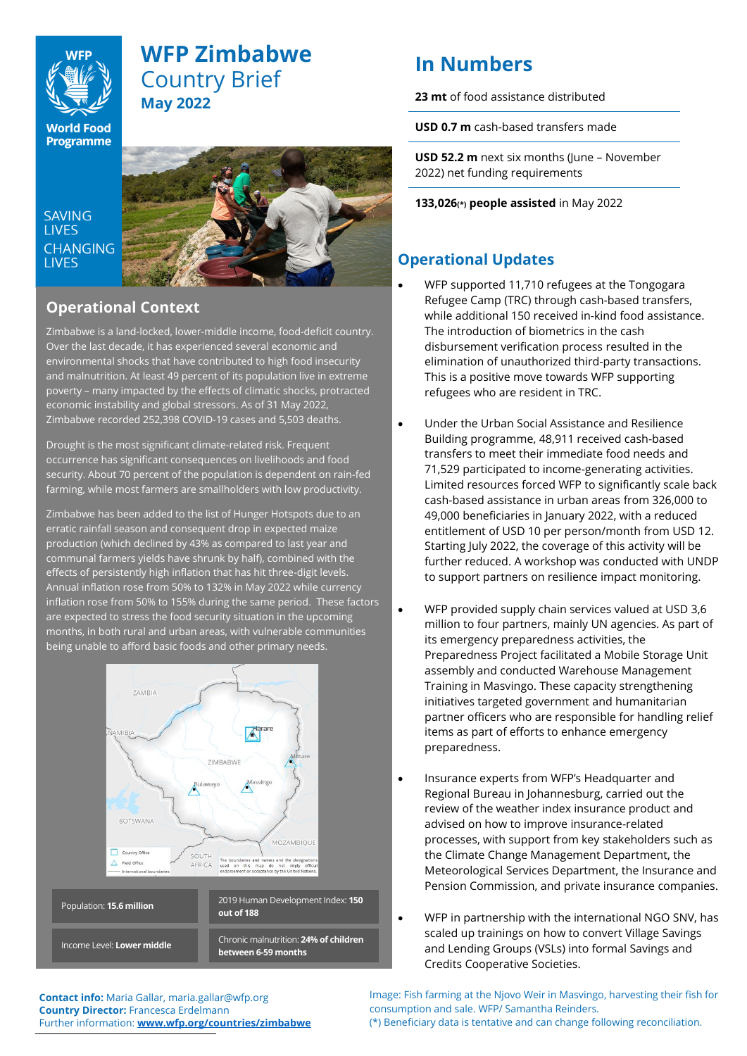# WFP Zimbabwe Country Brief

**May 2022**

SAVING LIVES CHANGING LIVES

## Operational Context

Zimbabwe is a land-locked, lower-middle income, food-deficit country. Over the last decade, it has experienced several economic and environmental shocks that have contributed to high food insecurity and malnutrition. At least 49 percent of its population live in extreme poverty – many impacted by the effects of climatic shocks, protracted economic instability and global stressors. As of 31 May 2022, Zimbabwe recorded 252,398 COVID-19 cases and 5,503 deaths.

Drought is the most significant climate-related risk. Frequent occurrence has significant consequences on livelihoods and food security. About 70 percent of the population is dependent on rain-fed farming, while most farmers are smallholders with low productivity.

Zimbabwe has been added to the list of Hunger Hotspots due to an erratic rainfall season and consequent drop in expected maize production (which declined by 43% as compared to last year and communal farmers yields have shrunk by half), combined with the effects of persistently high inflation that has hit three-digit levels. Annual inflation rose from 50% to 132% in May 2022 while currency inflation rose from 50% to 155% during the same period. These factors are expected to stress the food security situation in the upcoming months, in both rural and urban areas, with vulnerable communities being unable to afford basic foods and other primary needs.

| | |
|---|---|
| Population: **15.6 million** | 2019 Human Development Index: **150 out of 188** |
| Income Level: **Lower middle** | Chronic malnutrition: **24% of children between 6-59 months** |

**Contact info:** Maria Gallar, maria.gallar@wfp.org
**Country Director:** Francesca Erdelmann
Further information: **www.wfp.org/countries/zimbabwe**

## In Numbers

**23 mt** of food assistance distributed

**USD 0.7 m** cash-based transfers made

**USD 52.2 m** next six months (June – November 2022) net funding requirements

**133,026(\*) people assisted** in May 2022

## Operational Updates

- WFP supported 11,710 refugees at the Tongogara Refugee Camp (TRC) through cash-based transfers, while additional 150 received in-kind food assistance. The introduction of biometrics in the cash disbursement verification process resulted in the elimination of unauthorized third-party transactions. This is a positive move towards WFP supporting refugees who are resident in TRC.
- Under the Urban Social Assistance and Resilience Building programme, 48,911 received cash-based transfers to meet their immediate food needs and 71,529 participated to income-generating activities. Limited resources forced WFP to significantly scale back cash-based assistance in urban areas from 326,000 to 49,000 beneficiaries in January 2022, with a reduced entitlement of USD 10 per person/month from USD 12. Starting July 2022, the coverage of this activity will be further reduced. A workshop was conducted with UNDP to support partners on resilience impact monitoring.
- WFP provided supply chain services valued at USD 3,6 million to four partners, mainly UN agencies. As part of its emergency preparedness activities, the Preparedness Project facilitated a Mobile Storage Unit assembly and conducted Warehouse Management Training in Masvingo. These capacity strengthening initiatives targeted government and humanitarian partner officers who are responsible for handling relief items as part of efforts to enhance emergency preparedness.
- Insurance experts from WFP's Headquarter and Regional Bureau in Johannesburg, carried out the review of the weather index insurance product and advised on how to improve insurance-related processes, with support from key stakeholders such as the Climate Change Management Department, the Meteorological Services Department, the Insurance and Pension Commission, and private insurance companies.
- WFP in partnership with the international NGO SNV, has scaled up trainings on how to convert Village Savings and Lending Groups (VSLs) into formal Savings and Credits Cooperative Societies.

Image: Fish farming at the Njovo Weir in Masvingo, harvesting their fish for consumption and sale. WFP/ Samantha Reinders.
(\*) Beneficiary data is tentative and can change following reconciliation.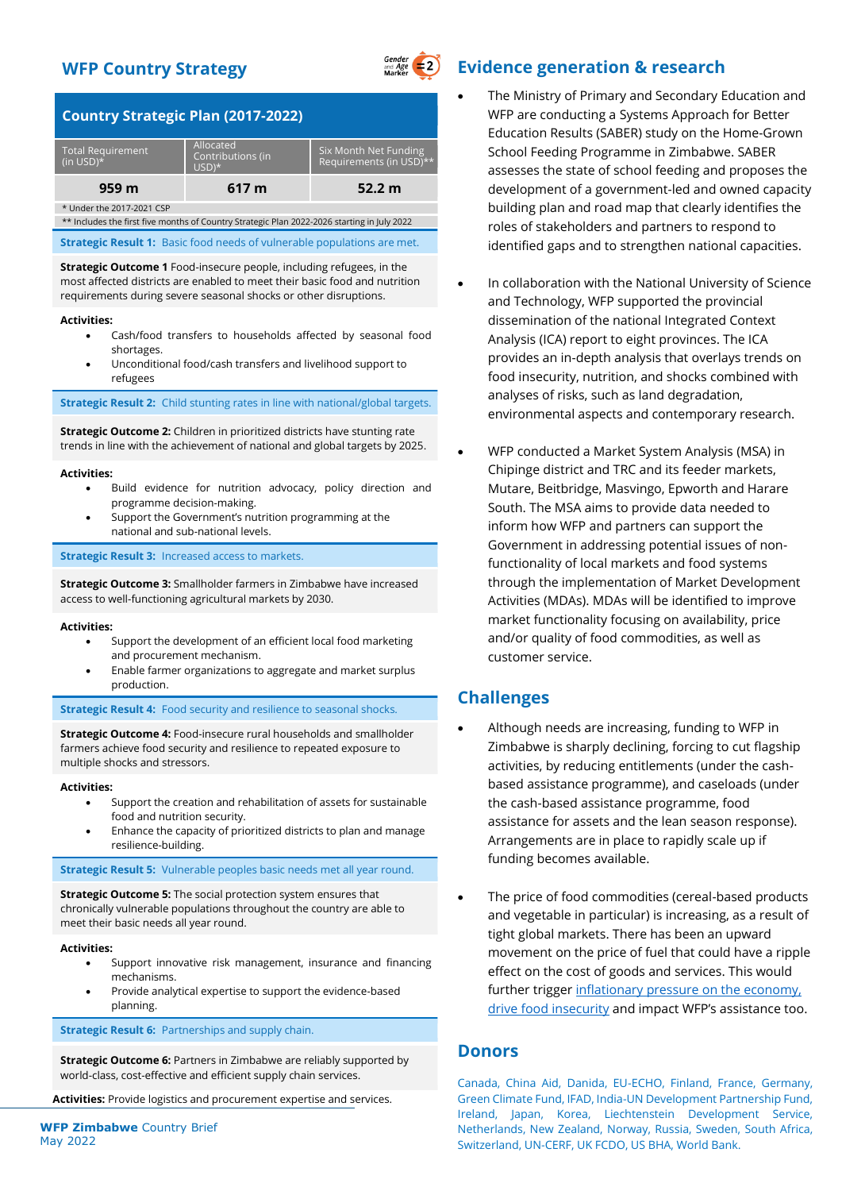## WFP Country Strategy

Gender and Age Marker 2

### Country Strategic Plan (2017-2022)

| Total Requirement (in USD)* | Allocated Contributions (in USD)* | Six Month Net Funding Requirements (in USD)** |
|---|---|---|
| 959 m | 617 m | 52.2 m |

\* Under the 2017-2021 CSP

\*\* Includes the first five months of Country Strategic Plan 2022-2026 starting in July 2022

**Strategic Result 1:** Basic food needs of vulnerable populations are met.

**Strategic Outcome 1** Food-insecure people, including refugees, in the most affected districts are enabled to meet their basic food and nutrition requirements during severe seasonal shocks or other disruptions.

**Activities:**

- Cash/food transfers to households affected by seasonal food shortages.
- Unconditional food/cash transfers and livelihood support to refugees

**Strategic Result 2:** Child stunting rates in line with national/global targets.

**Strategic Outcome 2:** Children in prioritized districts have stunting rate trends in line with the achievement of national and global targets by 2025.

**Activities:**

- Build evidence for nutrition advocacy, policy direction and programme decision-making.
- Support the Government's nutrition programming at the national and sub-national levels.

**Strategic Result 3:** Increased access to markets.

**Strategic Outcome 3:** Smallholder farmers in Zimbabwe have increased access to well-functioning agricultural markets by 2030.

**Activities:**

- Support the development of an efficient local food marketing and procurement mechanism.
- Enable farmer organizations to aggregate and market surplus production.

**Strategic Result 4:** Food security and resilience to seasonal shocks.

**Strategic Outcome 4:** Food-insecure rural households and smallholder farmers achieve food security and resilience to repeated exposure to multiple shocks and stressors.

**Activities:**

- Support the creation and rehabilitation of assets for sustainable food and nutrition security.
- Enhance the capacity of prioritized districts to plan and manage resilience-building.

**Strategic Result 5:** Vulnerable peoples basic needs met all year round.

**Strategic Outcome 5:** The social protection system ensures that chronically vulnerable populations throughout the country are able to meet their basic needs all year round.

**Activities:**

- Support innovative risk management, insurance and financing mechanisms.
- Provide analytical expertise to support the evidence-based planning.

**Strategic Result 6:** Partnerships and supply chain.

**Strategic Outcome 6:** Partners in Zimbabwe are reliably supported by world-class, cost-effective and efficient supply chain services.

**Activities:** Provide logistics and procurement expertise and services.

## Evidence generation & research

- The Ministry of Primary and Secondary Education and WFP are conducting a Systems Approach for Better Education Results (SABER) study on the Home-Grown School Feeding Programme in Zimbabwe. SABER assesses the state of school feeding and proposes the development of a government-led and owned capacity building plan and road map that clearly identifies the roles of stakeholders and partners to respond to identified gaps and to strengthen national capacities.

- In collaboration with the National University of Science and Technology, WFP supported the provincial dissemination of the national Integrated Context Analysis (ICA) report to eight provinces. The ICA provides an in-depth analysis that overlays trends on food insecurity, nutrition, and shocks combined with analyses of risks, such as land degradation, environmental aspects and contemporary research.

- WFP conducted a Market System Analysis (MSA) in Chipinge district and TRC and its feeder markets, Mutare, Beitbridge, Masvingo, Epworth and Harare South. The MSA aims to provide data needed to inform how WFP and partners can support the Government in addressing potential issues of non-functionality of local markets and food systems through the implementation of Market Development Activities (MDAs). MDAs will be identified to improve market functionality focusing on availability, price and/or quality of food commodities, as well as customer service.

## Challenges

- Although needs are increasing, funding to WFP in Zimbabwe is sharply declining, forcing to cut flagship activities, by reducing entitlements (under the cash-based assistance programme), and caseloads (under the cash-based assistance programme, food assistance for assets and the lean season response). Arrangements are in place to rapidly scale up if funding becomes available.

- The price of food commodities (cereal-based products and vegetable in particular) is increasing, as a result of tight global markets. There has been an upward movement on the price of fuel that could have a ripple effect on the cost of goods and services. This would further trigger inflationary pressure on the economy, drive food insecurity and impact WFP's assistance too.

## Donors

Canada, China Aid, Danida, EU-ECHO, Finland, France, Germany, Green Climate Fund, IFAD, India-UN Development Partnership Fund, Ireland, Japan, Korea, Liechtenstein Development Service, Netherlands, New Zealand, Norway, Russia, Sweden, South Africa, Switzerland, UN-CERF, UK FCDO, US BHA, World Bank.